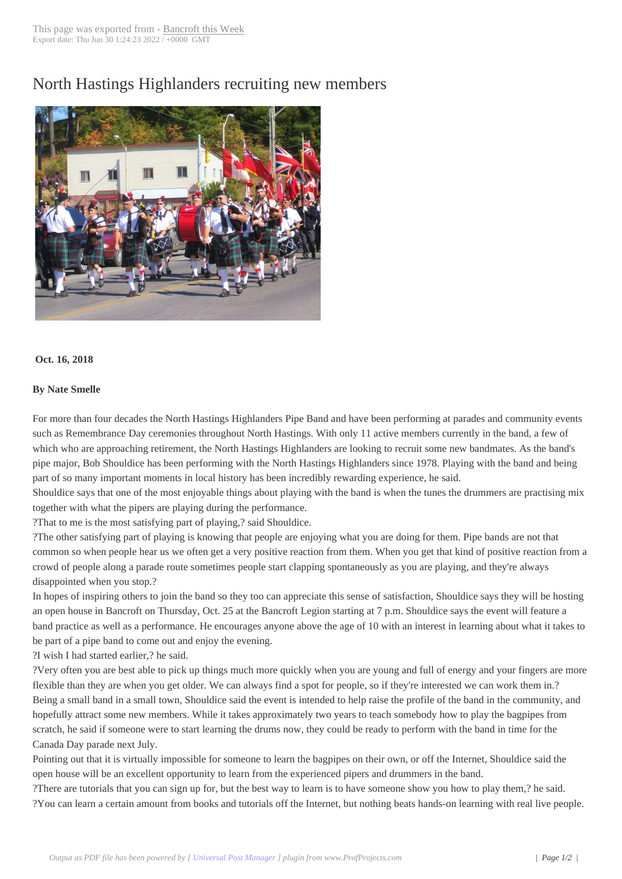# North Hastings Highlanders recruiting new members

**Oct. 16, 2018**

**By Nate Smelle**

For more than four decades the North Hastings Highlanders Pipe Band and have been performing at parades and community events such as Remembrance Day ceremonies throughout North Hastings. With only 11 active members currently in the band, a few of which who are approaching retirement, the North Hastings Highlanders are looking to recruit some new bandmates. As the band's pipe major, Bob Shouldice has been performing with the North Hastings Highlanders since 1978. Playing with the band and being part of so many important moments in local history has been incredibly rewarding experience, he said.

Shouldice says that one of the most enjoyable things about playing with the band is when the tunes the drummers are practising mix together with what the pipers are playing during the performance.

?That to me is the most satisfying part of playing,? said Shouldice.

?The other satisfying part of playing is knowing that people are enjoying what you are doing for them. Pipe bands are not that common so when people hear us we often get a very positive reaction from them. When you get that kind of positive reaction from a crowd of people along a parade route sometimes people start clapping spontaneously as you are playing, and they're always disappointed when you stop.?

In hopes of inspiring others to join the band so they too can appreciate this sense of satisfaction, Shouldice says they will be hosting an open house in Bancroft on Thursday, Oct. 25 at the Bancroft Legion starting at 7 p.m. Shouldice says the event will feature a band practice as well as a performance. He encourages anyone above the age of 10 with an interest in learning about what it takes to be part of a pipe band to come out and enjoy the evening.

?I wish I had started earlier,? he said.

?Very often you are best able to pick up things much more quickly when you are young and full of energy and your fingers are more flexible than they are when you get older. We can always find a spot for people, so if they're interested we can work them in.?

Being a small band in a small town, Shouldice said the event is intended to help raise the profile of the band in the community, and hopefully attract some new members. While it takes approximately two years to teach somebody how to play the bagpipes from scratch, he said if someone were to start learning the drums now, they could be ready to perform with the band in time for the Canada Day parade next July.

Pointing out that it is virtually impossible for someone to learn the bagpipes on their own, or off the Internet, Shouldice said the open house will be an excellent opportunity to learn from the experienced pipers and drummers in the band.

?There are tutorials that you can sign up for, but the best way to learn is to have someone show you how to play them,? he said.

?You can learn a certain amount from books and tutorials off the Internet, but nothing beats hands-on learning with real live people.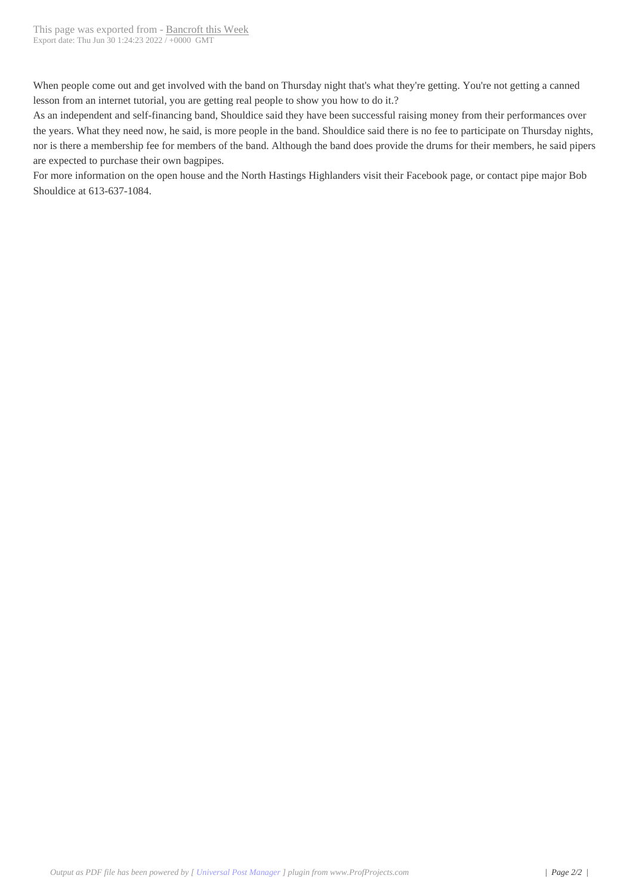When people come out and get involved with the band on Thursday night that's what they're getting. You're not getting a canned lesson from an internet tutorial, you are getting real people to show you how to do it.?

As an independent and self-financing band, Shouldice said they have been successful raising money from their performances over the years. What they need now, he said, is more people in the band. Shouldice said there is no fee to participate on Thursday nights, nor is there a membership fee for members of the band. Although the band does provide the drums for their members, he said pipers are expected to purchase their own bagpipes.

For more information on the open house and the North Hastings Highlanders visit their Facebook page, or contact pipe major Bob Shouldice at 613-637-1084.